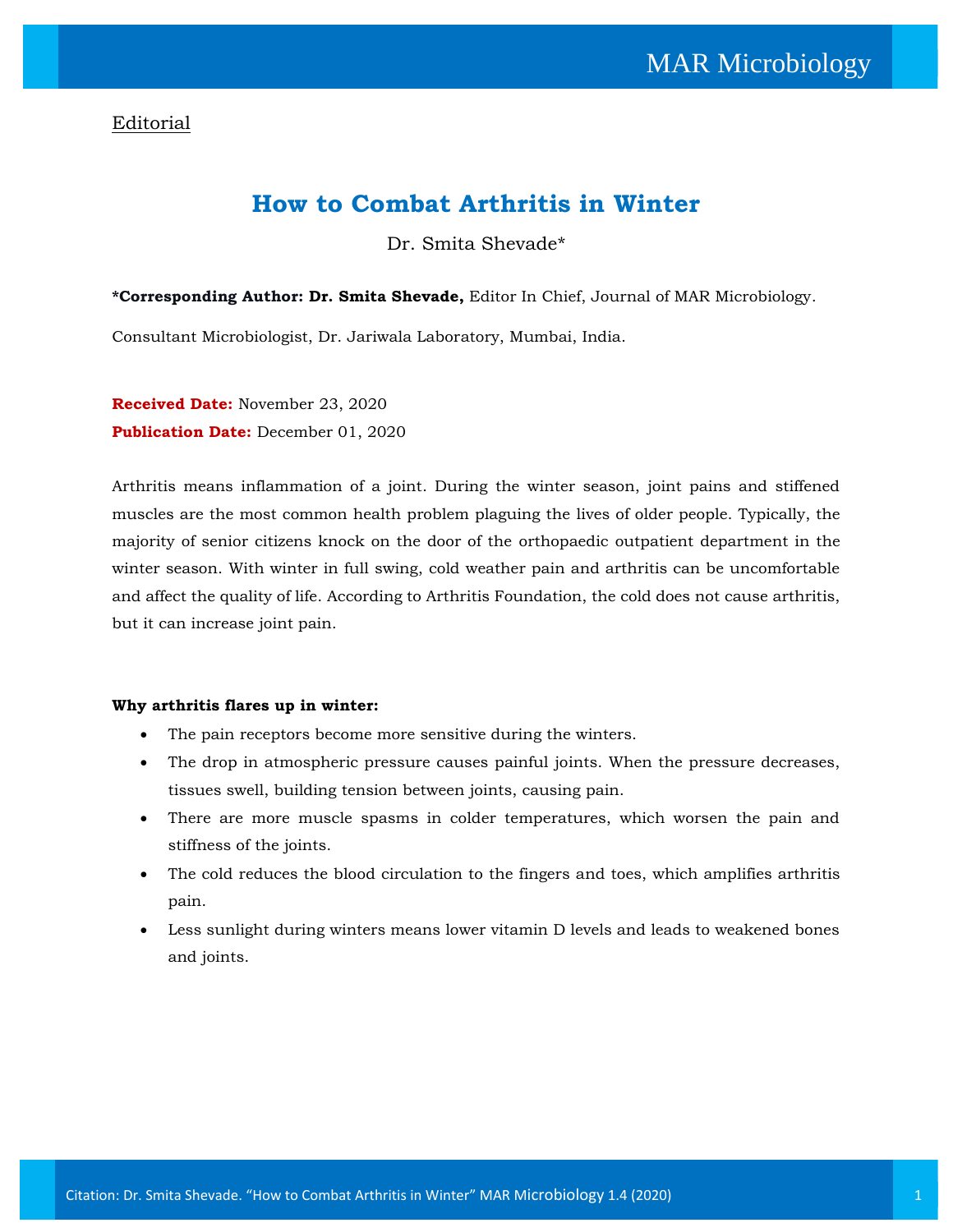Editorial

# How to Combat Arthritis in Winter

Dr. Smita Shevade*

**\*Corresponding Author: Dr. Smita Shevade,** Editor In Chief, Journal of MAR Microbiology.

Consultant Microbiologist, Dr. Jariwala Laboratory, Mumbai, India.

**Received Date:** November 23, 2020

**Publication Date:** December 01, 2020

Arthritis means inflammation of a joint. During the winter season, joint pains and stiffened muscles are the most common health problem plaguing the lives of older people. Typically, the majority of senior citizens knock on the door of the orthopaedic outpatient department in the winter season. With winter in full swing, cold weather pain and arthritis can be uncomfortable and affect the quality of life. According to Arthritis Foundation, the cold does not cause arthritis, but it can increase joint pain.

**Why arthritis flares up in winter:**

- The pain receptors become more sensitive during the winters.
- The drop in atmospheric pressure causes painful joints. When the pressure decreases, tissues swell, building tension between joints, causing pain.
- There are more muscle spasms in colder temperatures, which worsen the pain and stiffness of the joints.
- The cold reduces the blood circulation to the fingers and toes, which amplifies arthritis pain.
- Less sunlight during winters means lower vitamin D levels and leads to weakened bones and joints.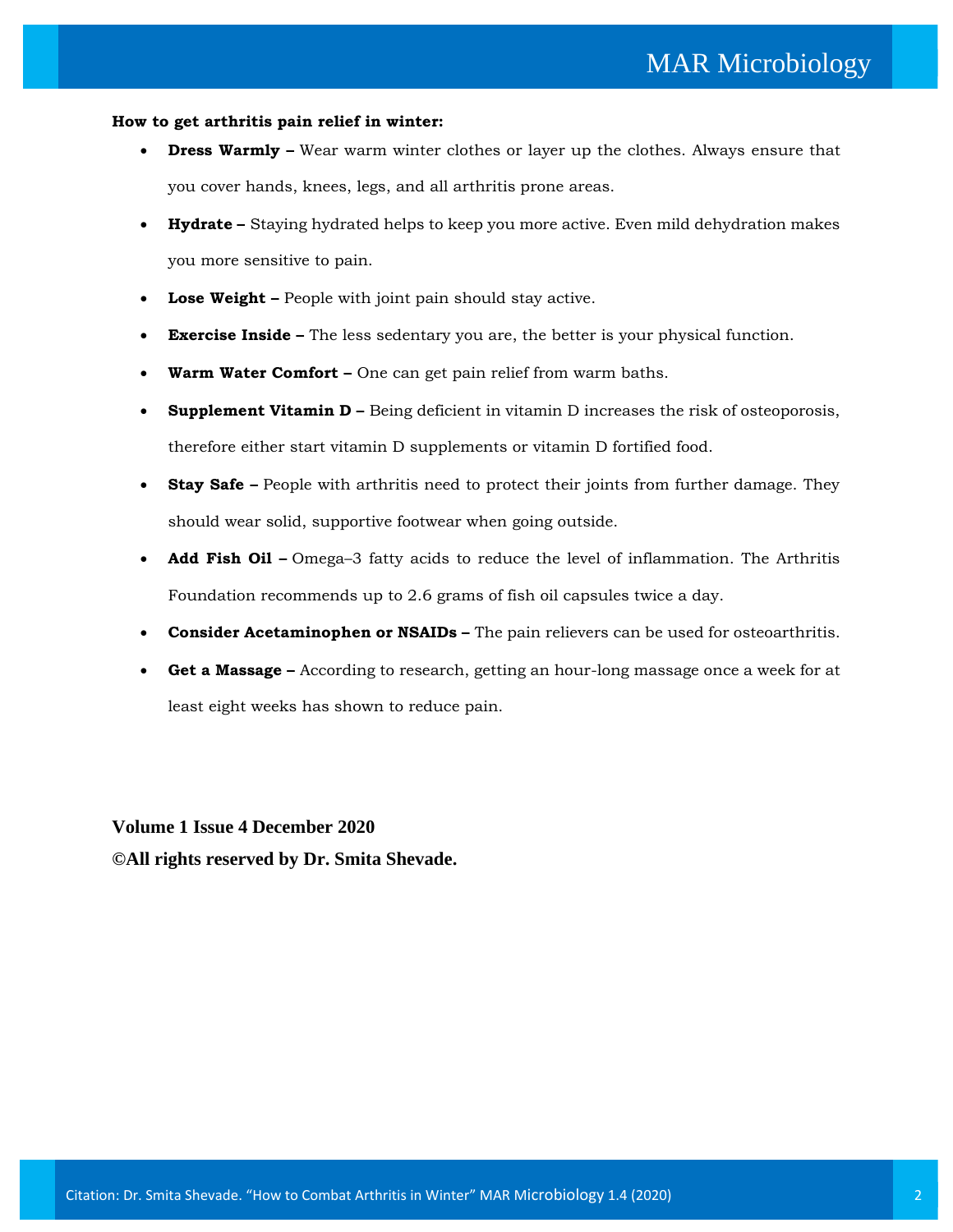**How to get arthritis pain relief in winter:**

- **Dress Warmly –** Wear warm winter clothes or layer up the clothes. Always ensure that you cover hands, knees, legs, and all arthritis prone areas.
- **Hydrate –** Staying hydrated helps to keep you more active. Even mild dehydration makes you more sensitive to pain.
- **Lose Weight –** People with joint pain should stay active.
- **Exercise Inside –** The less sedentary you are, the better is your physical function.
- **Warm Water Comfort –** One can get pain relief from warm baths.
- **Supplement Vitamin D –** Being deficient in vitamin D increases the risk of osteoporosis, therefore either start vitamin D supplements or vitamin D fortified food.
- **Stay Safe –** People with arthritis need to protect their joints from further damage. They should wear solid, supportive footwear when going outside.
- **Add Fish Oil –** Omega–3 fatty acids to reduce the level of inflammation. The Arthritis Foundation recommends up to 2.6 grams of fish oil capsules twice a day.
- **Consider Acetaminophen or NSAIDs –** The pain relievers can be used for osteoarthritis.
- **Get a Massage –** According to research, getting an hour-long massage once a week for at least eight weeks has shown to reduce pain.

**Volume 1 Issue 4 December 2020**

**©All rights reserved by Dr. Smita Shevade.**